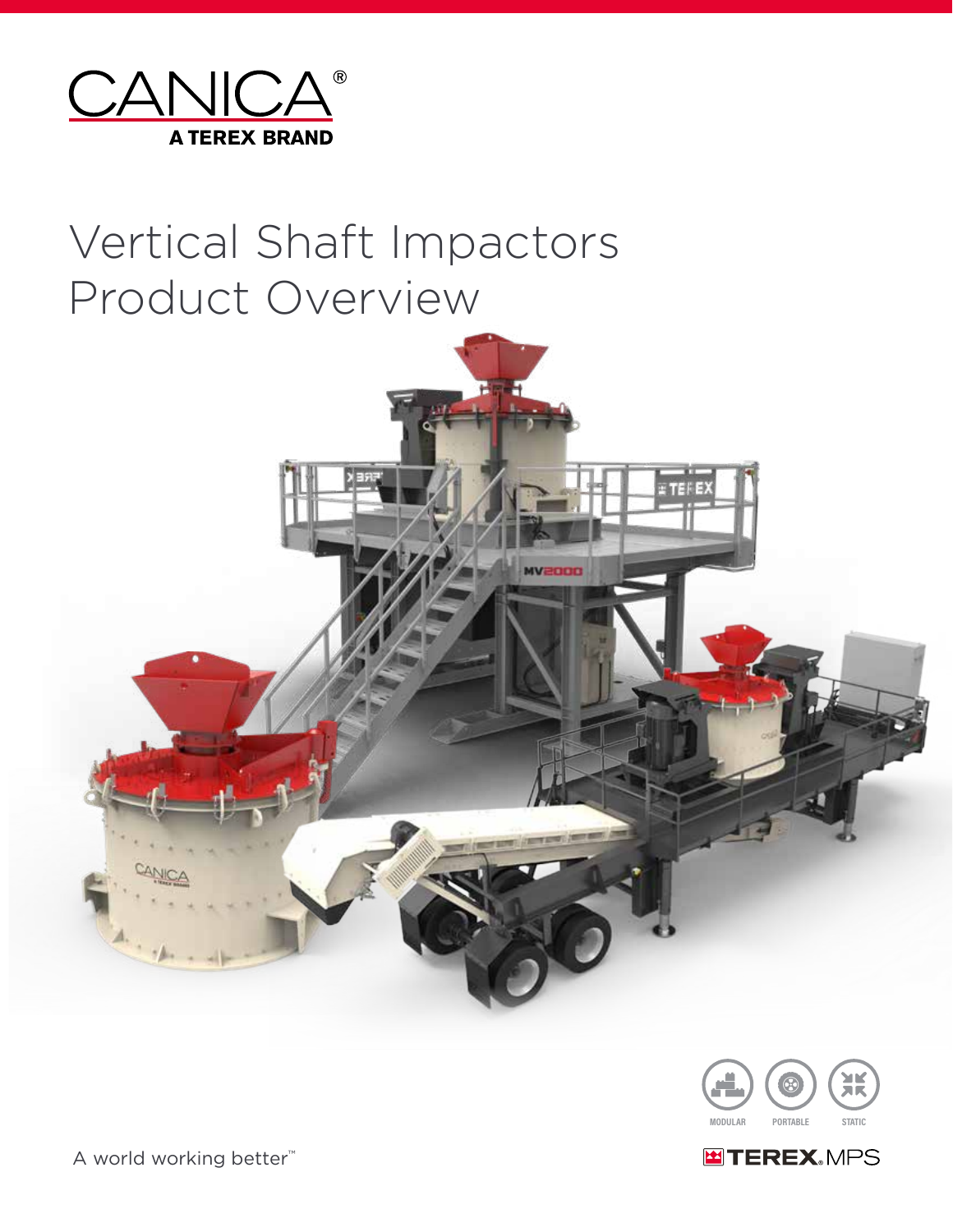CANICA®
A TEREX BRAND

# Vertical Shaft Impactors Product Overview

MODULAR PORTABLE STATIC

A world working better™

TEREX MPS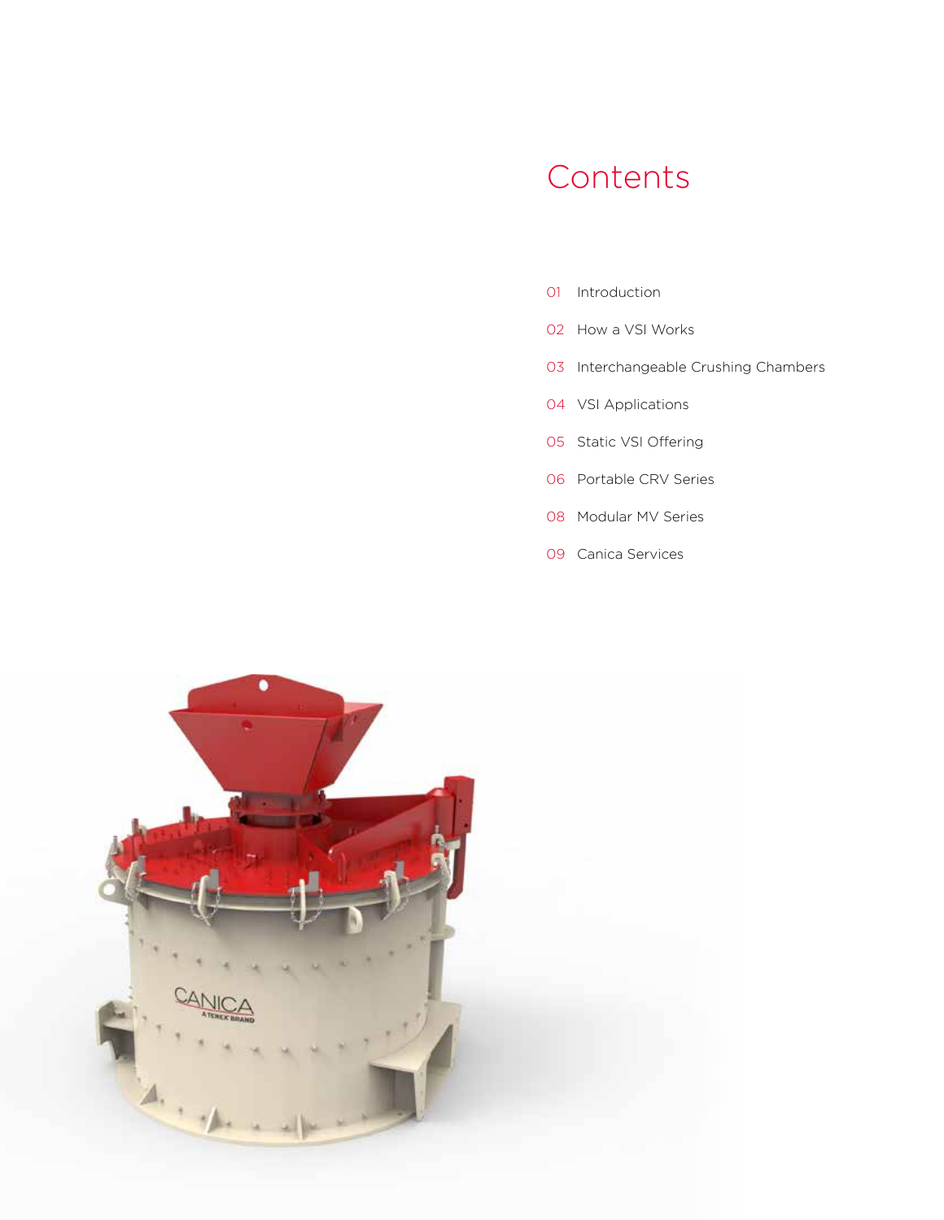# Contents

01 Introduction

02 How a VSI Works

03 Interchangeable Crushing Chambers

04 VSI Applications

05 Static VSI Offering

06 Portable CRV Series

08 Modular MV Series

09 Canica Services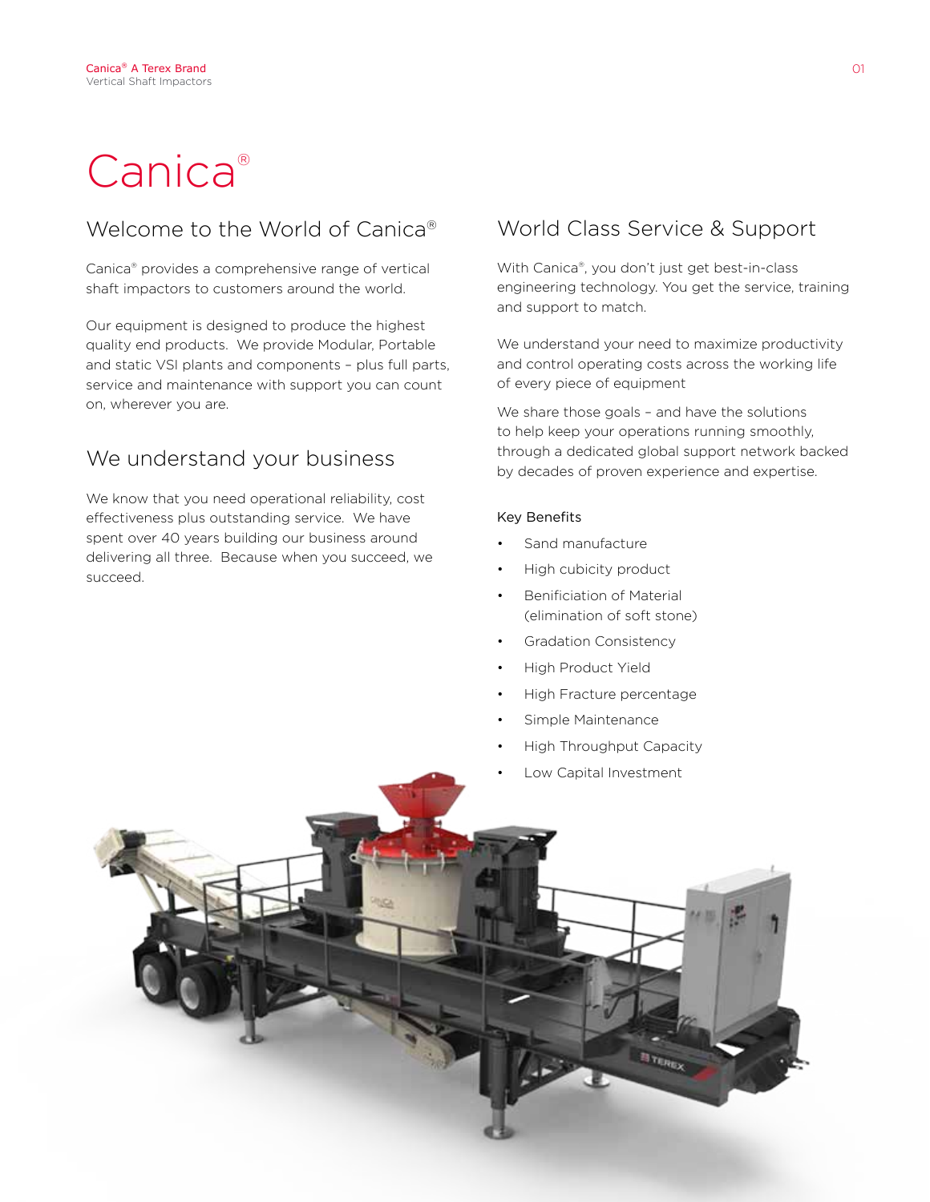# Canica®

## Welcome to the World of Canica®

Canica® provides a comprehensive range of vertical shaft impactors to customers around the world.

Our equipment is designed to produce the highest quality end products. We provide Modular, Portable and static VSI plants and components – plus full parts, service and maintenance with support you can count on, wherever you are.

## We understand your business

We know that you need operational reliability, cost effectiveness plus outstanding service. We have spent over 40 years building our business around delivering all three. Because when you succeed, we succeed.

## World Class Service & Support

With Canica®, you don't just get best-in-class engineering technology. You get the service, training and support to match.

We understand your need to maximize productivity and control operating costs across the working life of every piece of equipment

We share those goals – and have the solutions to help keep your operations running smoothly, through a dedicated global support network backed by decades of proven experience and expertise.

Key Benefits

- Sand manufacture
- High cubicity product
- Benificiation of Material (elimination of soft stone)
- Gradation Consistency
- High Product Yield
- High Fracture percentage
- Simple Maintenance
- High Throughput Capacity
- Low Capital Investment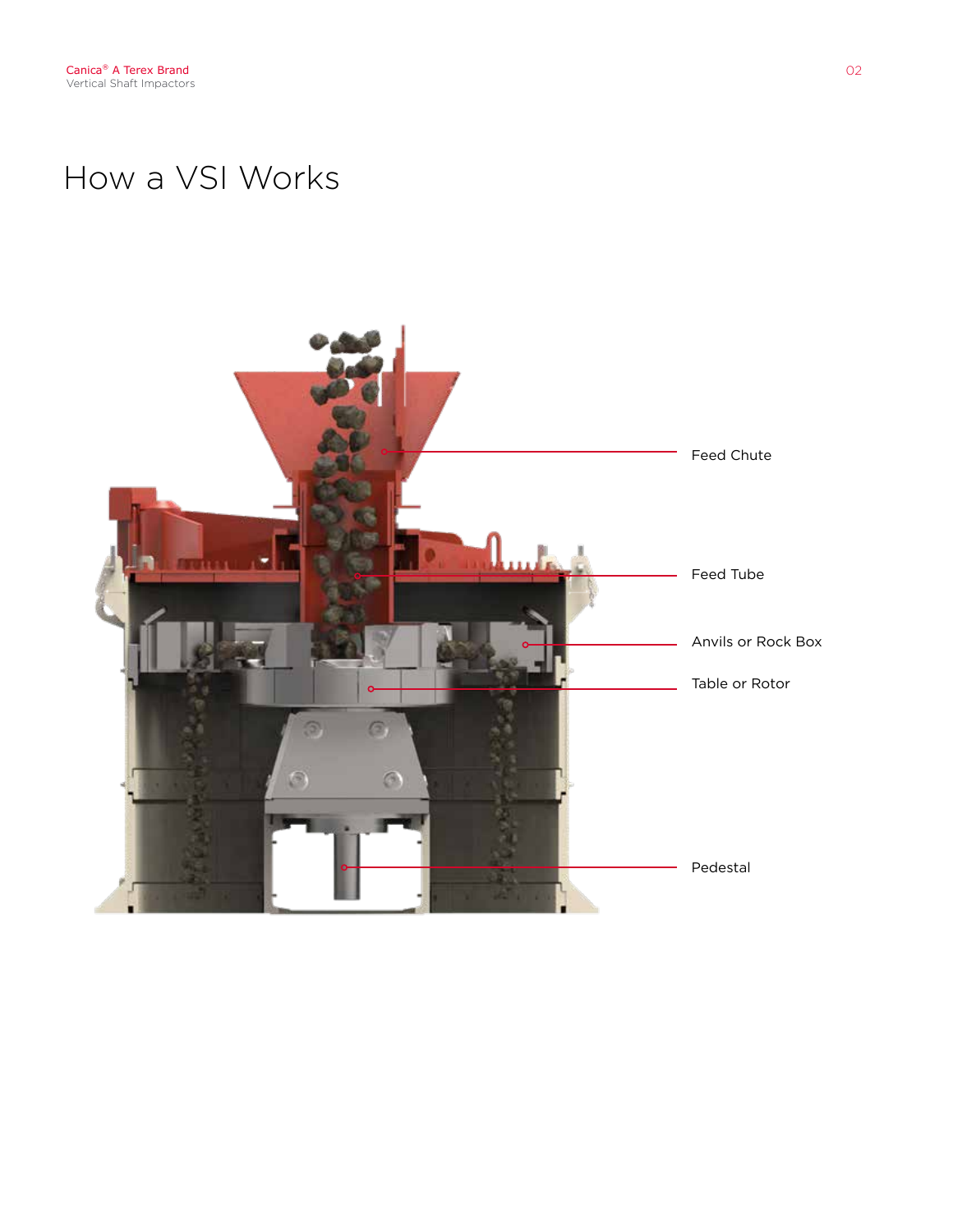# How a VSI Works

Feed Chute

Feed Tube

Anvils or Rock Box

Table or Rotor

Pedestal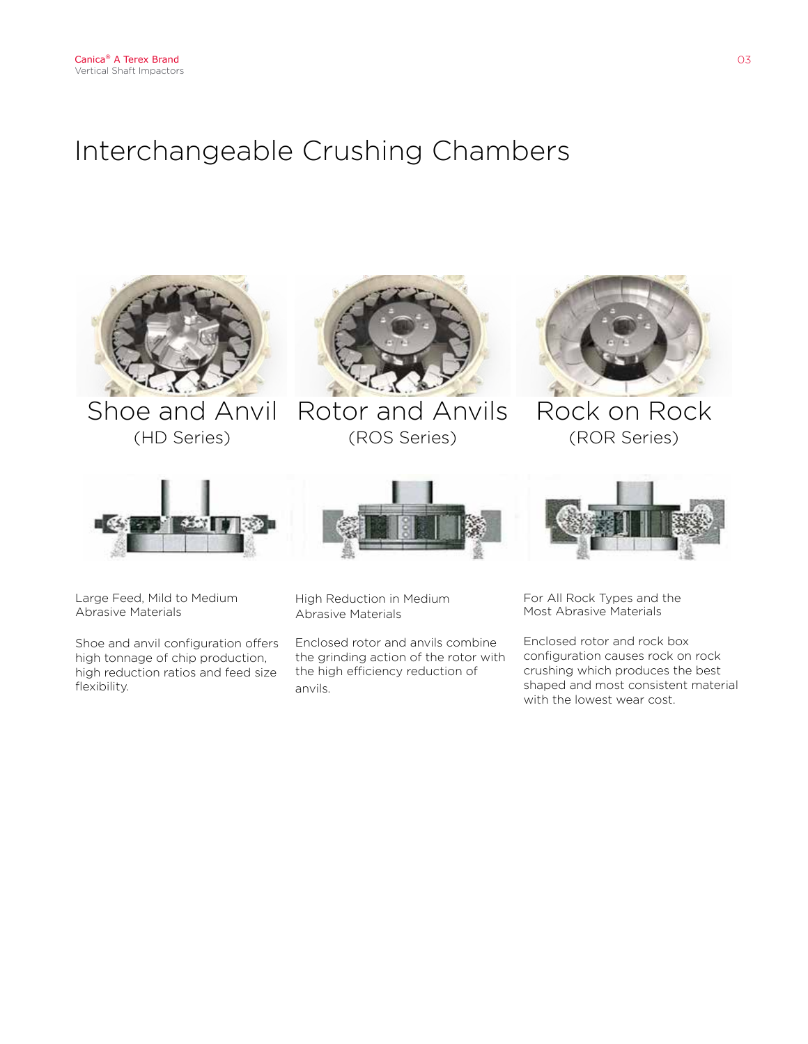# Interchangeable Crushing Chambers

## Shoe and Anvil
(HD Series)

Large Feed, Mild to Medium Abrasive Materials

Shoe and anvil configuration offers high tonnage of chip production, high reduction ratios and feed size flexibility.

## Rotor and Anvils
(ROS Series)

High Reduction in Medium Abrasive Materials

Enclosed rotor and anvils combine the grinding action of the rotor with the high efficiency reduction of anvils.

## Rock on Rock
(ROR Series)

For All Rock Types and the Most Abrasive Materials

Enclosed rotor and rock box configuration causes rock on rock crushing which produces the best shaped and most consistent material with the lowest wear cost.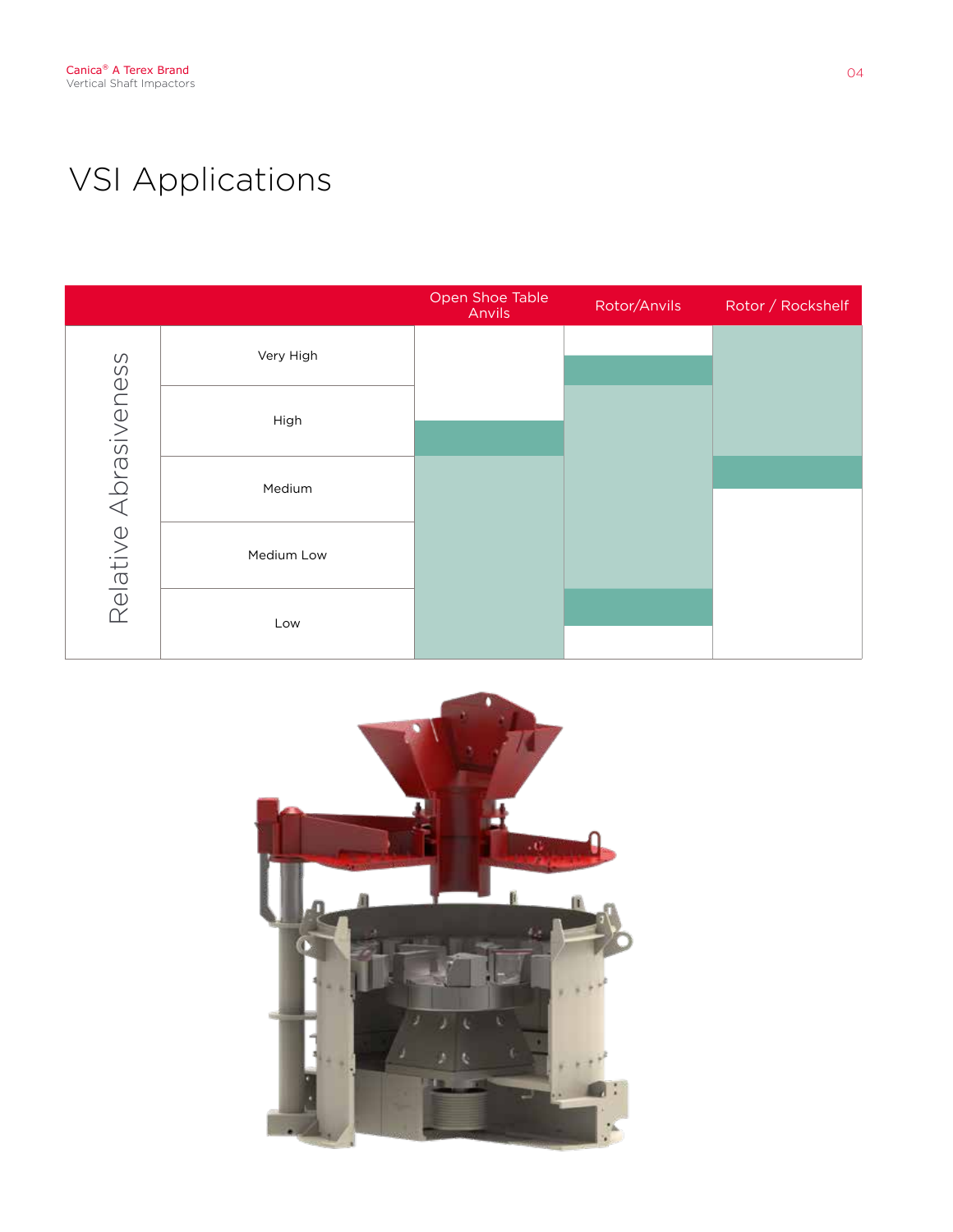# VSI Applications

| Relative Abrasiveness | Open Shoe Table Anvils | Rotor/Anvils | Rotor / Rockshelf |
|---|---|---|---|
| Very High | | | |
| High | | | |
| Medium | | | |
| Medium Low | | | |
| Low | | | |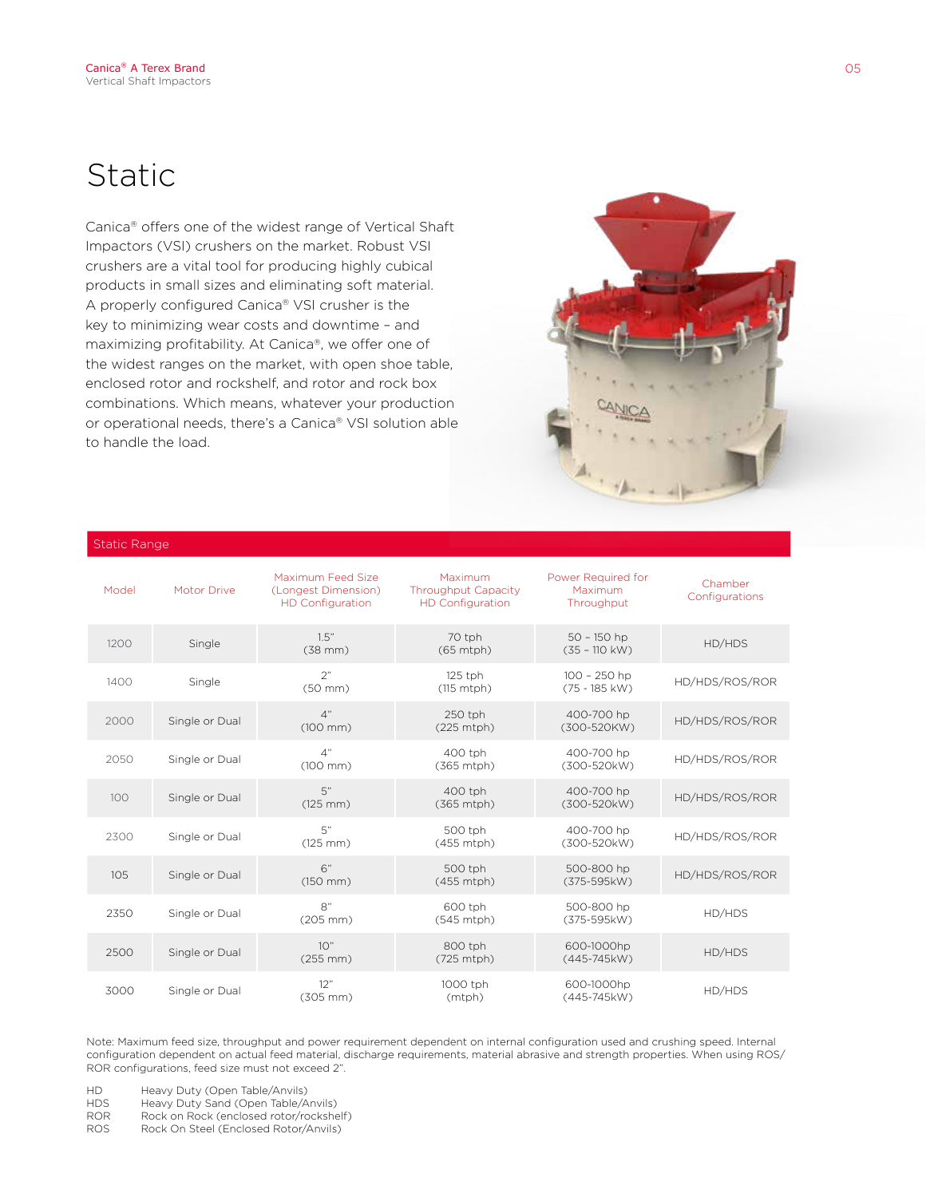# Static

Canica® offers one of the widest range of Vertical Shaft Impactors (VSI) crushers on the market. Robust VSI crushers are a vital tool for producing highly cubical products in small sizes and eliminating soft material. A properly configured Canica® VSI crusher is the key to minimizing wear costs and downtime – and maximizing profitability. At Canica®, we offer one of the widest ranges on the market, with open shoe table, enclosed rotor and rockshelf, and rotor and rock box combinations. Which means, whatever your production or operational needs, there's a Canica® VSI solution able to handle the load.

**Static Range**

| Model | Motor Drive | Maximum Feed Size (Longest Dimension) HD Configuration | Maximum Throughput Capacity HD Configuration | Power Required for Maximum Throughput | Chamber Configurations |
|---|---|---|---|---|---|
| 1200 | Single | 1.5" (38 mm) | 70 tph (65 mtph) | 50 - 150 hp (35 - 110 kW) | HD/HDS |
| 1400 | Single | 2" (50 mm) | 125 tph (115 mtph) | 100 - 250 hp (75 - 185 kW) | HD/HDS/ROS/ROR |
| 2000 | Single or Dual | 4" (100 mm) | 250 tph (225 mtph) | 400-700 hp (300-520KW) | HD/HDS/ROS/ROR |
| 2050 | Single or Dual | 4" (100 mm) | 400 tph (365 mtph) | 400-700 hp (300-520kW) | HD/HDS/ROS/ROR |
| 100 | Single or Dual | 5" (125 mm) | 400 tph (365 mtph) | 400-700 hp (300-520kW) | HD/HDS/ROS/ROR |
| 2300 | Single or Dual | 5" (125 mm) | 500 tph (455 mtph) | 400-700 hp (300-520kW) | HD/HDS/ROS/ROR |
| 105 | Single or Dual | 6" (150 mm) | 500 tph (455 mtph) | 500-800 hp (375-595kW) | HD/HDS/ROS/ROR |
| 2350 | Single or Dual | 8" (205 mm) | 600 tph (545 mtph) | 500-800 hp (375-595kW) | HD/HDS |
| 2500 | Single or Dual | 10" (255 mm) | 800 tph (725 mtph) | 600-1000hp (445-745kW) | HD/HDS |
| 3000 | Single or Dual | 12" (305 mm) | 1000 tph (mtph) | 600-1000hp (445-745kW) | HD/HDS |

Note: Maximum feed size, throughput and power requirement dependent on internal configuration used and crushing speed. Internal configuration dependent on actual feed material, discharge requirements, material abrasive and strength properties. When using ROS/ROR configurations, feed size must not exceed 2".

HD Heavy Duty (Open Table/Anvils)
HDS Heavy Duty Sand (Open Table/Anvils)
ROR Rock on Rock (enclosed rotor/rockshelf)
ROS Rock On Steel (Enclosed Rotor/Anvils)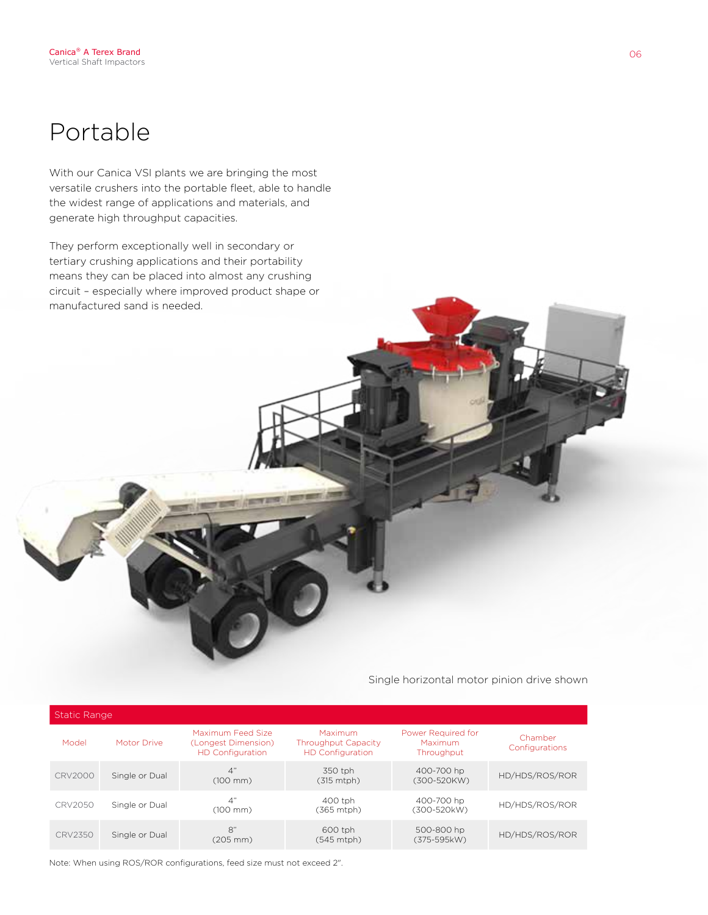# Portable

With our Canica VSI plants we are bringing the most versatile crushers into the portable fleet, able to handle the widest range of applications and materials, and generate high throughput capacities.

They perform exceptionally well in secondary or tertiary crushing applications and their portability means they can be placed into almost any crushing circuit – especially where improved product shape or manufactured sand is needed.

Single horizontal motor pinion drive shown

| Static Range | | | | | |
|---|---|---|---|---|---|
| Model | Motor Drive | Maximum Feed Size (Longest Dimension) HD Configuration | Maximum Throughput Capacity HD Configuration | Power Required for Maximum Throughput | Chamber Configurations |
| CRV2000 | Single or Dual | 4" (100 mm) | 350 tph (315 mtph) | 400-700 hp (300-520KW) | HD/HDS/ROS/ROR |
| CRV2050 | Single or Dual | 4" (100 mm) | 400 tph (365 mtph) | 400-700 hp (300-520kW) | HD/HDS/ROS/ROR |
| CRV2350 | Single or Dual | 8" (205 mm) | 600 tph (545 mtph) | 500-800 hp (375-595kW) | HD/HDS/ROS/ROR |

Note: When using ROS/ROR configurations, feed size must not exceed 2".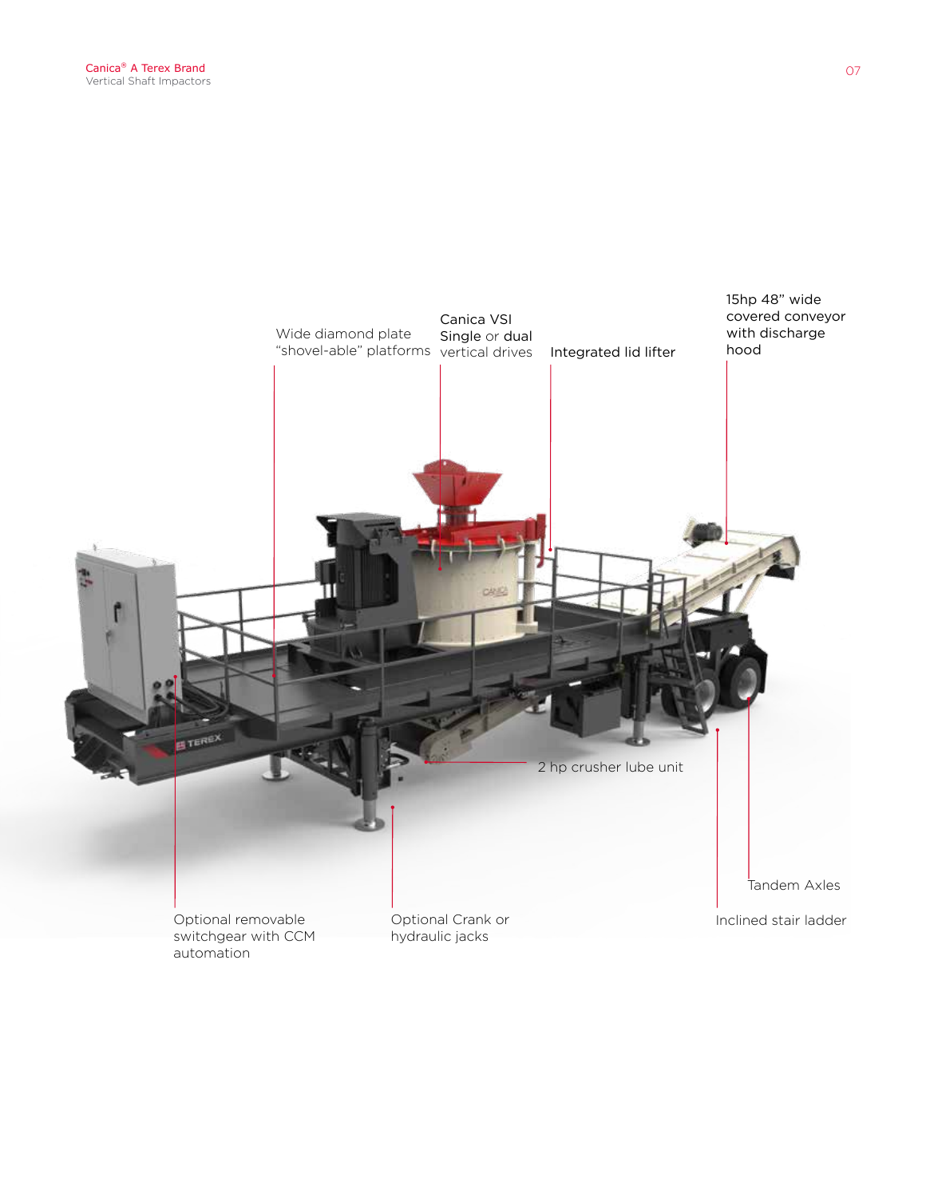Wide diamond plate "shovel-able" platforms

Canica VSI Single or dual vertical drives

Integrated lid lifter

15hp 48" wide covered conveyor with discharge hood

2 hp crusher lube unit

Tandem Axles

Inclined stair ladder

Optional removable switchgear with CCM automation

Optional Crank or hydraulic jacks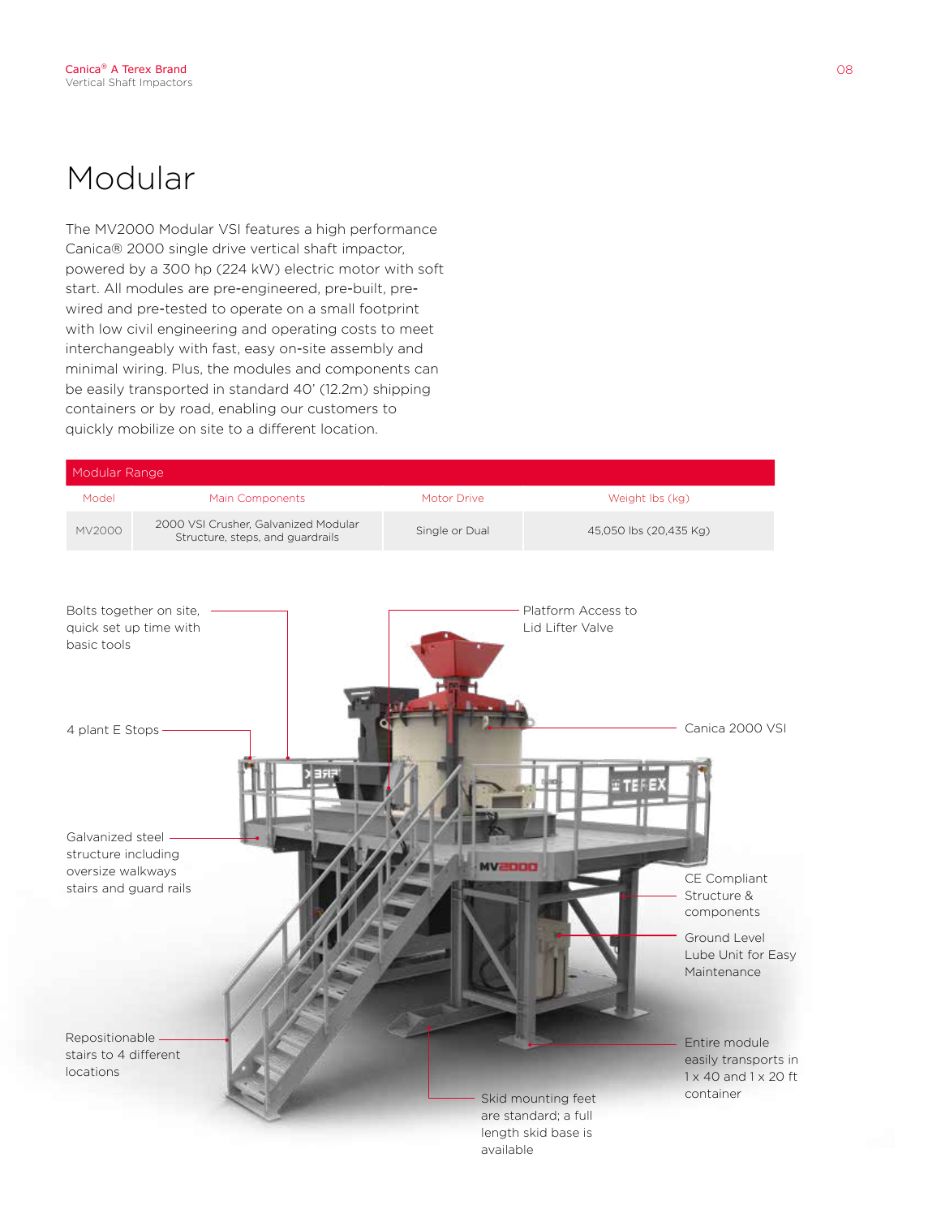# Modular

The MV2000 Modular VSI features a high performance Canica® 2000 single drive vertical shaft impactor, powered by a 300 hp (224 kW) electric motor with soft start. All modules are pre-engineered, pre-built, pre-wired and pre-tested to operate on a small footprint with low civil engineering and operating costs to meet interchangeably with fast, easy on-site assembly and minimal wiring. Plus, the modules and components can be easily transported in standard 40' (12.2m) shipping containers or by road, enabling our customers to quickly mobilize on site to a different location.

**Modular Range**

| Model | Main Components | Motor Drive | Weight lbs (kg) |
|---|---|---|---|
| MV2000 | 2000 VSI Crusher, Galvanized Modular Structure, steps, and guardrails | Single or Dual | 45,050 lbs (20,435 Kg) |

- Bolts together on site, quick set up time with basic tools
- 4 plant E Stops
- Galvanized steel structure including oversize walkways stairs and guard rails
- Repositionable stairs to 4 different locations
- Platform Access to Lid Lifter Valve
- Canica 2000 VSI
- CE Compliant Structure & components
- Ground Level Lube Unit for Easy Maintenance
- Entire module easily transports in 1 x 40 and 1 x 20 ft container
- Skid mounting feet are standard; a full length skid base is available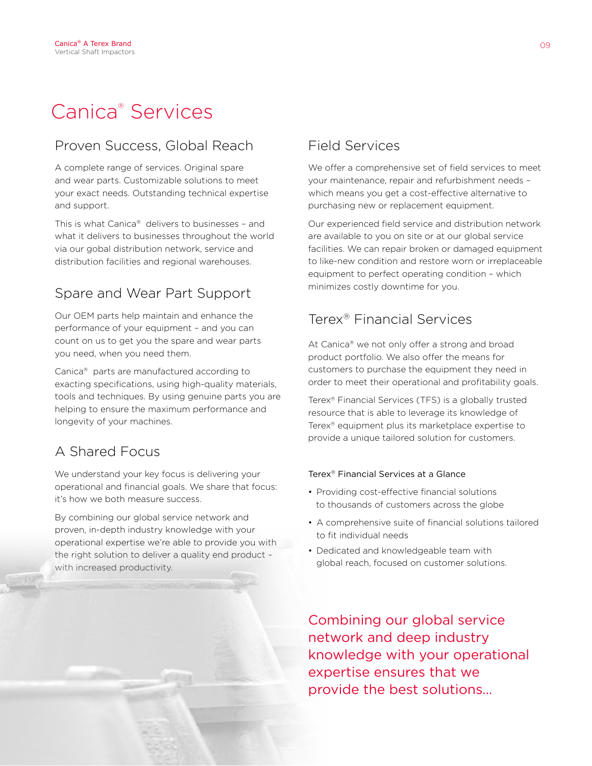# Canica® Services

## Proven Success, Global Reach

A complete range of services. Original spare and wear parts. Customizable solutions to meet your exact needs. Outstanding technical expertise and support.

This is what Canica® delivers to businesses – and what it delivers to businesses throughout the world via our gobal distribution network, service and distribution facilities and regional warehouses.

## Spare and Wear Part Support

Our OEM parts help maintain and enhance the performance of your equipment – and you can count on us to get you the spare and wear parts you need, when you need them.

Canica® parts are manufactured according to exacting specifications, using high-quality materials, tools and techniques. By using genuine parts you are helping to ensure the maximum performance and longevity of your machines.

## A Shared Focus

We understand your key focus is delivering your operational and financial goals. We share that focus: it's how we both measure success.

By combining our global service network and proven, in-depth industry knowledge with your operational expertise we're able to provide you with the right solution to deliver a quality end product – with increased productivity.

## Field Services

We offer a comprehensive set of field services to meet your maintenance, repair and refurbishment needs – which means you get a cost-effective alternative to purchasing new or replacement equipment.

Our experienced field service and distribution network are available to you on site or at our global service facilities. We can repair broken or damaged equipment to like-new condition and restore worn or irreplaceable equipment to perfect operating condition – which minimizes costly downtime for you.

## Terex® Financial Services

At Canica® we not only offer a strong and broad product portfolio. We also offer the means for customers to purchase the equipment they need in order to meet their operational and profitability goals.

Terex® Financial Services (TFS) is a globally trusted resource that is able to leverage its knowledge of Terex® equipment plus its marketplace expertise to provide a unique tailored solution for customers.

### Terex® Financial Services at a Glance

- Providing cost-effective financial solutions to thousands of customers across the globe
- A comprehensive suite of financial solutions tailored to fit individual needs
- Dedicated and knowledgeable team with global reach, focused on customer solutions.

Combining our global service network and deep industry knowledge with your operational expertise ensures that we provide the best solutions...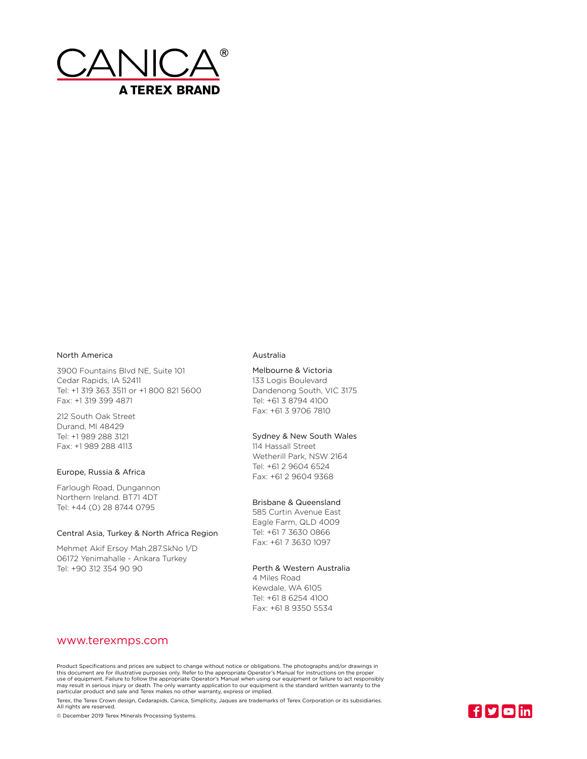CANICA®

A TEREX BRAND

North America

3900 Fountains Blvd NE, Suite 101
Cedar Rapids, IA 52411
Tel: +1 319 363 3511 or +1 800 821 5600
Fax: +1 319 399 4871

212 South Oak Street
Durand, MI 48429
Tel: +1 989 288 3121
Fax: +1 989 288 4113

Europe, Russia & Africa

Farlough Road, Dungannon
Northern Ireland. BT71 4DT
Tel: +44 (0) 28 8744 0795

Central Asia, Turkey & North Africa Region

Mehmet Akif Ersoy Mah.287.SkNo 1/D
06172 Yenimahalle - Ankara Turkey
Tel: +90 312 354 90 90

Australia

Melbourne & Victoria
133 Logis Boulevard
Dandenong South, VIC 3175
Tel: +61 3 8794 4100
Fax: +61 3 9706 7810

Sydney & New South Wales
114 Hassall Street
Wetherill Park, NSW 2164
Tel: +61 2 9604 6524
Fax: +61 2 9604 9368

Brisbane & Queensland
585 Curtin Avenue East
Eagle Farm, QLD 4009
Tel: +61 7 3630 0866
Fax: +61 7 3630 1097

Perth & Western Australia
4 Miles Road
Kewdale, WA 6105
Tel: +61 8 6254 4100
Fax: +61 8 9350 5534

www.terexmps.com

Product Specifications and prices are subject to change without notice or obligations. The photographs and/or drawings in this document are for illustrative purposes only. Refer to the appropriate Operator's Manual for instructions on the proper use of equipment. Failure to follow the appropriate Operator's Manual when using our equipment or failure to act responsibly may result in serious injury or death. The only warranty application to our equipment is the standard written warranty to the particular product and sale and Terex makes no other warranty, express or implied.

Terex, the Terex Crown design, Cedarapids, Canica, Simplicity, Jaques are trademarks of Terex Corporation or its subsidiaries. All rights are reserved.

© December 2019 Terex Minerals Processing Systems.